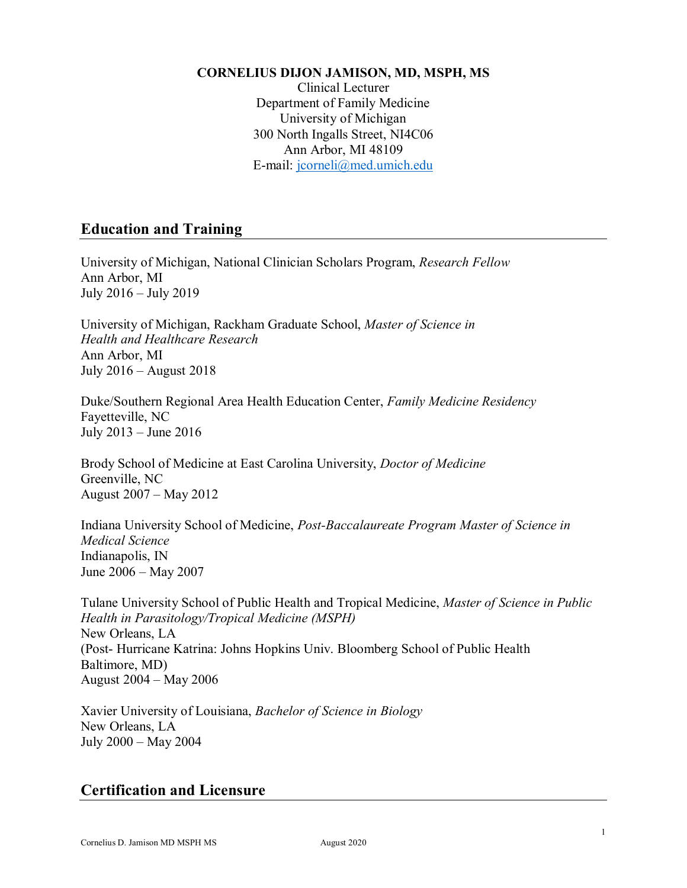**CORNELIUS DIJON JAMISON, MD, MSPH, MS**
Clinical Lecturer
Department of Family Medicine
University of Michigan
300 North Ingalls Street, NI4C06
Ann Arbor, MI 48109
E-mail: jcorneli@med.umich.edu

## Education and Training

University of Michigan, National Clinician Scholars Program, *Research Fellow*
Ann Arbor, MI
July 2016 – July 2019

University of Michigan, Rackham Graduate School, *Master of Science in Health and Healthcare Research*
Ann Arbor, MI
July 2016 – August 2018

Duke/Southern Regional Area Health Education Center, *Family Medicine Residency*
Fayetteville, NC
July 2013 – June 2016

Brody School of Medicine at East Carolina University, *Doctor of Medicine*
Greenville, NC
August 2007 – May 2012

Indiana University School of Medicine, *Post-Baccalaureate Program Master of Science in Medical Science*
Indianapolis, IN
June 2006 – May 2007

Tulane University School of Public Health and Tropical Medicine, *Master of Science in Public Health in Parasitology/Tropical Medicine (MSPH)*
New Orleans, LA
(Post- Hurricane Katrina: Johns Hopkins Univ. Bloomberg School of Public Health Baltimore, MD)
August 2004 – May 2006

Xavier University of Louisiana, *Bachelor of Science in Biology*
New Orleans, LA
July 2000 – May 2004

## Certification and Licensure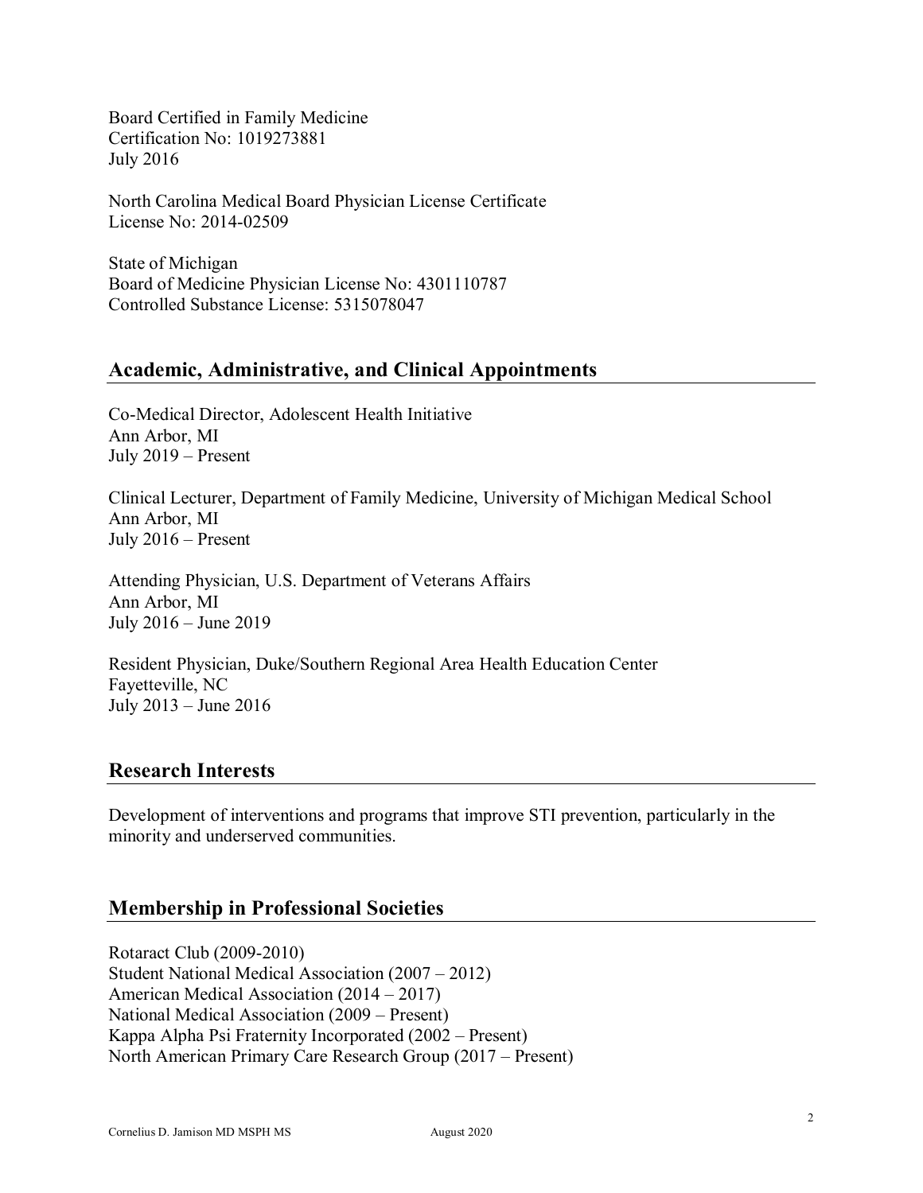Board Certified in Family Medicine
Certification No: 1019273881
July 2016

North Carolina Medical Board Physician License Certificate
License No: 2014-02509

State of Michigan
Board of Medicine Physician License No: 4301110787
Controlled Substance License: 5315078047

## Academic, Administrative, and Clinical Appointments

Co-Medical Director, Adolescent Health Initiative
Ann Arbor, MI
July 2019 – Present

Clinical Lecturer, Department of Family Medicine, University of Michigan Medical School
Ann Arbor, MI
July 2016 – Present

Attending Physician, U.S. Department of Veterans Affairs
Ann Arbor, MI
July 2016 – June 2019

Resident Physician, Duke/Southern Regional Area Health Education Center
Fayetteville, NC
July 2013 – June 2016

## Research Interests

Development of interventions and programs that improve STI prevention, particularly in the minority and underserved communities.

## Membership in Professional Societies

Rotaract Club (2009-2010)
Student National Medical Association (2007 – 2012)
American Medical Association (2014 – 2017)
National Medical Association (2009 – Present)
Kappa Alpha Psi Fraternity Incorporated (2002 – Present)
North American Primary Care Research Group (2017 – Present)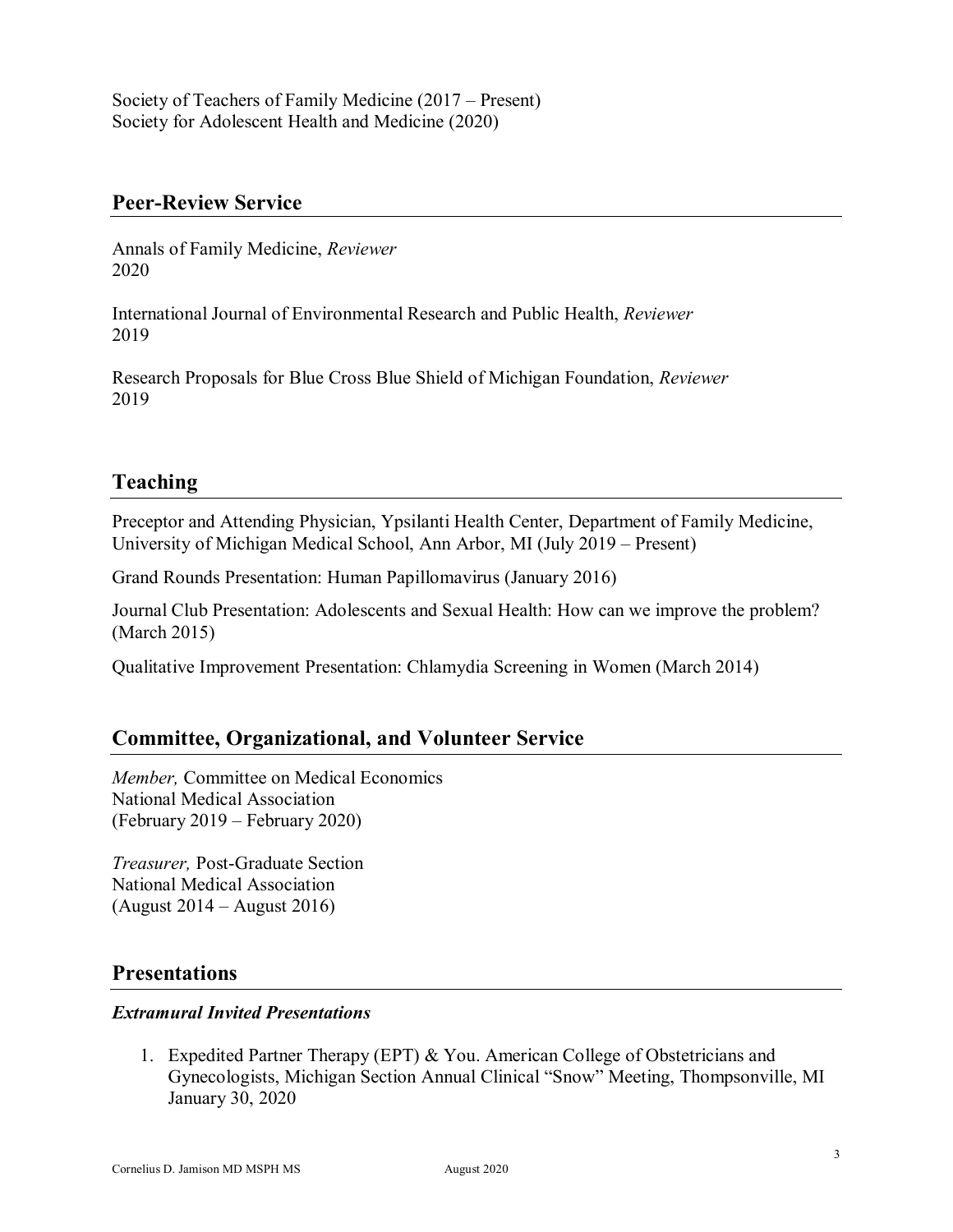Society of Teachers of Family Medicine (2017 – Present)
Society for Adolescent Health and Medicine (2020)

## Peer-Review Service

Annals of Family Medicine, *Reviewer*
2020

International Journal of Environmental Research and Public Health, *Reviewer*
2019

Research Proposals for Blue Cross Blue Shield of Michigan Foundation, *Reviewer*
2019

## Teaching

Preceptor and Attending Physician, Ypsilanti Health Center, Department of Family Medicine, University of Michigan Medical School, Ann Arbor, MI (July 2019 – Present)

Grand Rounds Presentation: Human Papillomavirus (January 2016)

Journal Club Presentation: Adolescents and Sexual Health: How can we improve the problem? (March 2015)

Qualitative Improvement Presentation: Chlamydia Screening in Women (March 2014)

## Committee, Organizational, and Volunteer Service

*Member,* Committee on Medical Economics
National Medical Association
(February 2019 – February 2020)

*Treasurer,* Post-Graduate Section
National Medical Association
(August 2014 – August 2016)

## Presentations

### *Extramural Invited Presentations*

1. Expedited Partner Therapy (EPT) & You. American College of Obstetricians and Gynecologists, Michigan Section Annual Clinical "Snow" Meeting, Thompsonville, MI January 30, 2020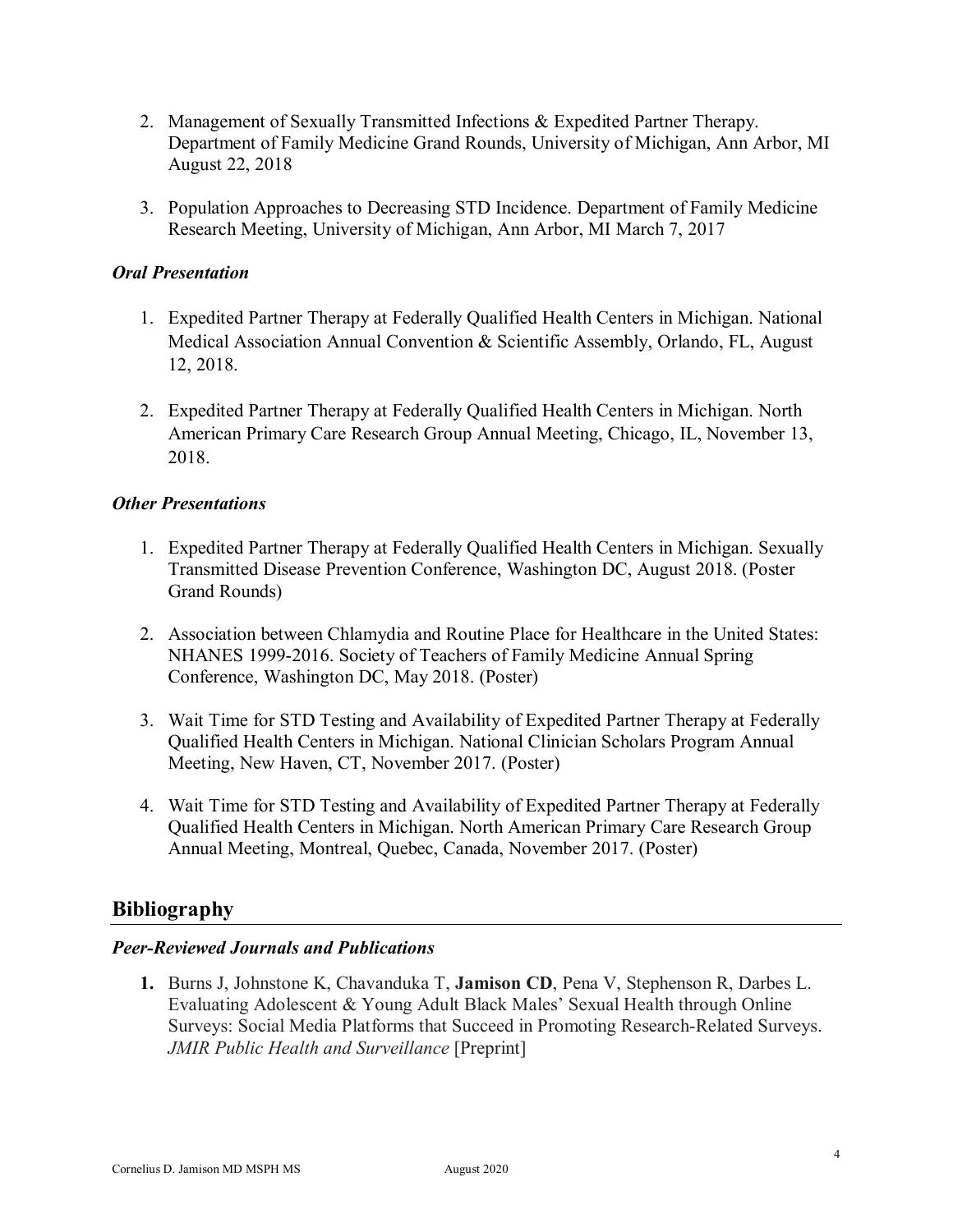2. Management of Sexually Transmitted Infections & Expedited Partner Therapy. Department of Family Medicine Grand Rounds, University of Michigan, Ann Arbor, MI August 22, 2018

3. Population Approaches to Decreasing STD Incidence. Department of Family Medicine Research Meeting, University of Michigan, Ann Arbor, MI March 7, 2017

### *Oral Presentation*

1. Expedited Partner Therapy at Federally Qualified Health Centers in Michigan. National Medical Association Annual Convention & Scientific Assembly, Orlando, FL, August 12, 2018.

2. Expedited Partner Therapy at Federally Qualified Health Centers in Michigan. North American Primary Care Research Group Annual Meeting, Chicago, IL, November 13, 2018.

### *Other Presentations*

1. Expedited Partner Therapy at Federally Qualified Health Centers in Michigan. Sexually Transmitted Disease Prevention Conference, Washington DC, August 2018. (Poster Grand Rounds)

2. Association between Chlamydia and Routine Place for Healthcare in the United States: NHANES 1999-2016. Society of Teachers of Family Medicine Annual Spring Conference, Washington DC, May 2018. (Poster)

3. Wait Time for STD Testing and Availability of Expedited Partner Therapy at Federally Qualified Health Centers in Michigan. National Clinician Scholars Program Annual Meeting, New Haven, CT, November 2017. (Poster)

4. Wait Time for STD Testing and Availability of Expedited Partner Therapy at Federally Qualified Health Centers in Michigan. North American Primary Care Research Group Annual Meeting, Montreal, Quebec, Canada, November 2017. (Poster)

## Bibliography

### *Peer-Reviewed Journals and Publications*

**1.** Burns J, Johnstone K, Chavanduka T, **Jamison CD**, Pena V, Stephenson R, Darbes L. Evaluating Adolescent & Young Adult Black Males' Sexual Health through Online Surveys: Social Media Platforms that Succeed in Promoting Research-Related Surveys. *JMIR Public Health and Surveillance* [Preprint]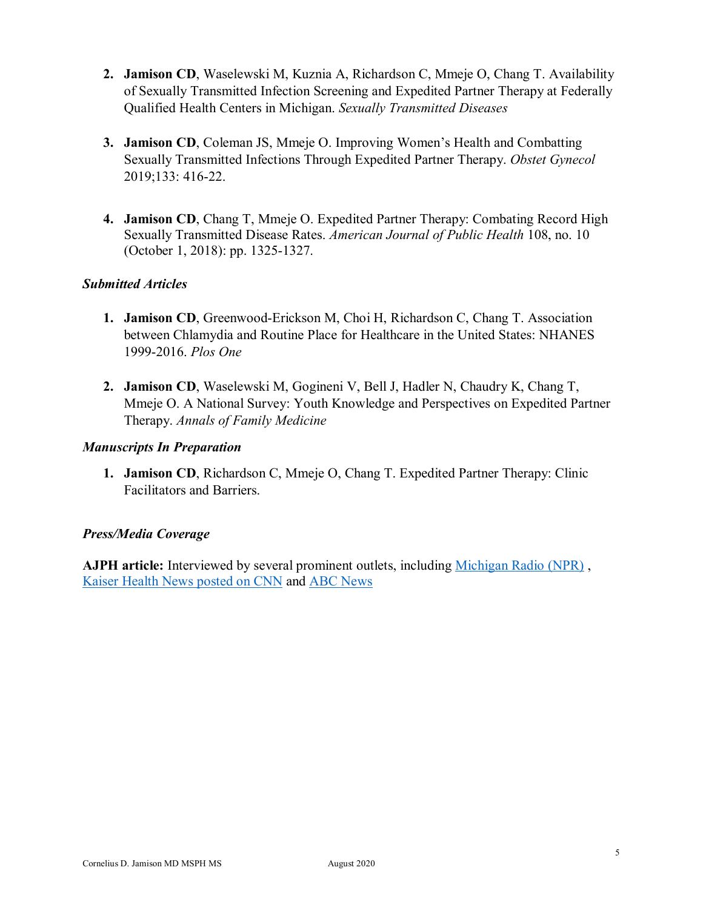2. **Jamison CD**, Waselewski M, Kuznia A, Richardson C, Mmeje O, Chang T. Availability of Sexually Transmitted Infection Screening and Expedited Partner Therapy at Federally Qualified Health Centers in Michigan. *Sexually Transmitted Diseases*

3. **Jamison CD**, Coleman JS, Mmeje O. Improving Women's Health and Combatting Sexually Transmitted Infections Through Expedited Partner Therapy. *Obstet Gynecol* 2019;133: 416-22.

4. **Jamison CD**, Chang T, Mmeje O. Expedited Partner Therapy: Combating Record High Sexually Transmitted Disease Rates. *American Journal of Public Health* 108, no. 10 (October 1, 2018): pp. 1325-1327.

### *Submitted Articles*

1. **Jamison CD**, Greenwood-Erickson M, Choi H, Richardson C, Chang T. Association between Chlamydia and Routine Place for Healthcare in the United States: NHANES 1999-2016. *Plos One*

2. **Jamison CD**, Waselewski M, Gogineni V, Bell J, Hadler N, Chaudry K, Chang T, Mmeje O. A National Survey: Youth Knowledge and Perspectives on Expedited Partner Therapy. *Annals of Family Medicine*

### *Manuscripts In Preparation*

1. **Jamison CD**, Richardson C, Mmeje O, Chang T. Expedited Partner Therapy: Clinic Facilitators and Barriers.

### *Press/Media Coverage*

**AJPH article:** Interviewed by several prominent outlets, including Michigan Radio (NPR) , Kaiser Health News posted on CNN and ABC News